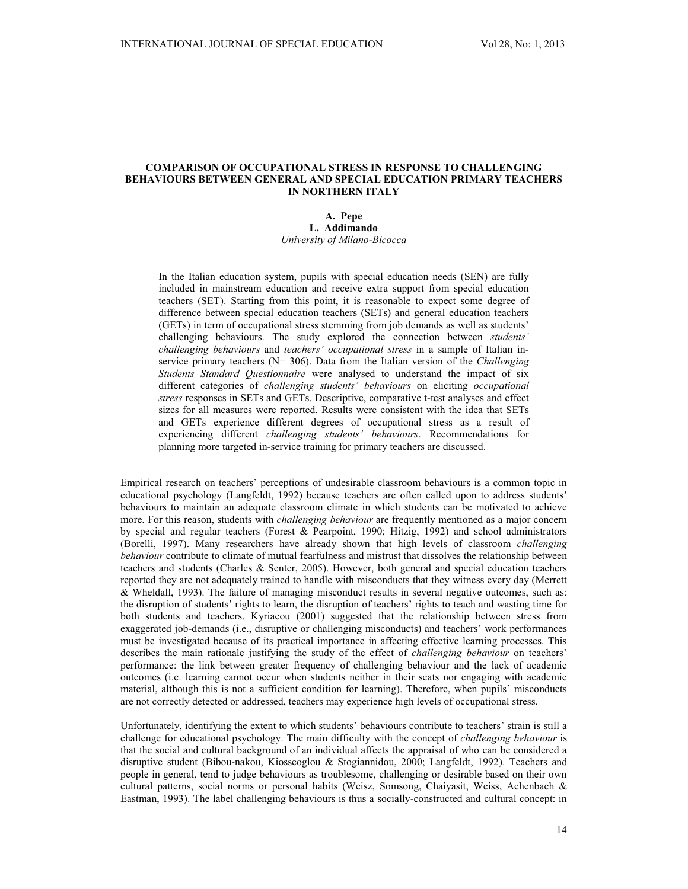# COMPARISON OF OCCUPATIONAL STRESS IN RESPONSE TO CHALLENGING BEHAVIOURS BETWEEN GENERAL AND SPECIAL EDUCATION PRIMARY TEACHERS IN NORTHERN ITALY

**A. Pepe**
**L. Addimando**
*University of Milano-Bicocca*

In the Italian education system, pupils with special education needs (SEN) are fully included in mainstream education and receive extra support from special education teachers (SET). Starting from this point, it is reasonable to expect some degree of difference between special education teachers (SETs) and general education teachers (GETs) in term of occupational stress stemming from job demands as well as students' challenging behaviours. The study explored the connection between *students' challenging behaviours* and *teachers' occupational stress* in a sample of Italian in-service primary teachers (N= 306). Data from the Italian version of the *Challenging Students Standard Questionnaire* were analysed to understand the impact of six different categories of *challenging students' behaviours* on eliciting *occupational stress* responses in SETs and GETs. Descriptive, comparative t-test analyses and effect sizes for all measures were reported. Results were consistent with the idea that SETs and GETs experience different degrees of occupational stress as a result of experiencing different *challenging students' behaviours*. Recommendations for planning more targeted in-service training for primary teachers are discussed.

Empirical research on teachers' perceptions of undesirable classroom behaviours is a common topic in educational psychology (Langfeldt, 1992) because teachers are often called upon to address students' behaviours to maintain an adequate classroom climate in which students can be motivated to achieve more. For this reason, students with *challenging behaviour* are frequently mentioned as a major concern by special and regular teachers (Forest & Pearpoint, 1990; Hitzig, 1992) and school administrators (Borelli, 1997). Many researchers have already shown that high levels of classroom *challenging behaviour* contribute to climate of mutual fearfulness and mistrust that dissolves the relationship between teachers and students (Charles & Senter, 2005). However, both general and special education teachers reported they are not adequately trained to handle with misconducts that they witness every day (Merrett & Wheldall, 1993). The failure of managing misconduct results in several negative outcomes, such as: the disruption of students' rights to learn, the disruption of teachers' rights to teach and wasting time for both students and teachers. Kyriacou (2001) suggested that the relationship between stress from exaggerated job-demands (i.e., disruptive or challenging misconducts) and teachers' work performances must be investigated because of its practical importance in affecting effective learning processes. This describes the main rationale justifying the study of the effect of *challenging behaviour* on teachers' performance: the link between greater frequency of challenging behaviour and the lack of academic outcomes (i.e. learning cannot occur when students neither in their seats nor engaging with academic material, although this is not a sufficient condition for learning). Therefore, when pupils' misconducts are not correctly detected or addressed, teachers may experience high levels of occupational stress.

Unfortunately, identifying the extent to which students' behaviours contribute to teachers' strain is still a challenge for educational psychology. The main difficulty with the concept of *challenging behaviour* is that the social and cultural background of an individual affects the appraisal of who can be considered a disruptive student (Bibou-nakou, Kiosseoglou & Stogiannidou, 2000; Langfeldt, 1992). Teachers and people in general, tend to judge behaviours as troublesome, challenging or desirable based on their own cultural patterns, social norms or personal habits (Weisz, Somsong, Chaiyasit, Weiss, Achenbach & Eastman, 1993). The label challenging behaviours is thus a socially-constructed and cultural concept: in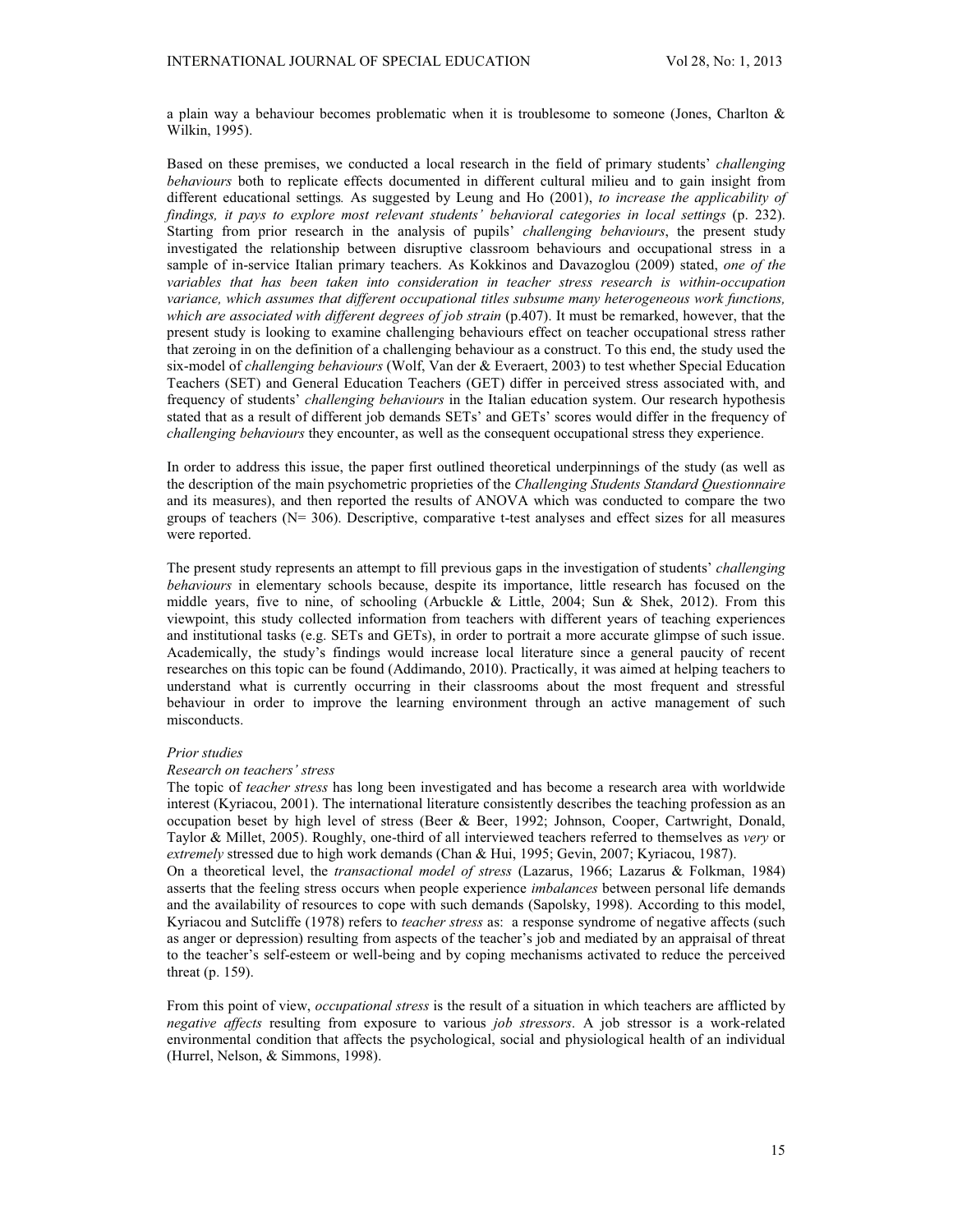a plain way a behaviour becomes problematic when it is troublesome to someone (Jones, Charlton & Wilkin, 1995).

Based on these premises, we conducted a local research in the field of primary students' *challenging behaviours* both to replicate effects documented in different cultural milieu and to gain insight from different educational settings*.* As suggested by Leung and Ho (2001), *to increase the applicability of findings, it pays to explore most relevant students' behavioral categories in local settings* (p. 232). Starting from prior research in the analysis of pupils' *challenging behaviours*, the present study investigated the relationship between disruptive classroom behaviours and occupational stress in a sample of in-service Italian primary teachers. As Kokkinos and Davazoglou (2009) stated, *one of the variables that has been taken into consideration in teacher stress research is within-occupation variance, which assumes that different occupational titles subsume many heterogeneous work functions, which are associated with different degrees of job strain* (p.407). It must be remarked, however, that the present study is looking to examine challenging behaviours effect on teacher occupational stress rather that zeroing in on the definition of a challenging behaviour as a construct. To this end, the study used the six-model of *challenging behaviours* (Wolf, Van der & Everaert, 2003) to test whether Special Education Teachers (SET) and General Education Teachers (GET) differ in perceived stress associated with, and frequency of students' *challenging behaviours* in the Italian education system. Our research hypothesis stated that as a result of different job demands SETs' and GETs' scores would differ in the frequency of *challenging behaviours* they encounter, as well as the consequent occupational stress they experience.

In order to address this issue, the paper first outlined theoretical underpinnings of the study (as well as the description of the main psychometric proprieties of the *Challenging Students Standard Questionnaire* and its measures), and then reported the results of ANOVA which was conducted to compare the two groups of teachers (N= 306). Descriptive, comparative t-test analyses and effect sizes for all measures were reported.

The present study represents an attempt to fill previous gaps in the investigation of students' *challenging behaviours* in elementary schools because, despite its importance, little research has focused on the middle years, five to nine, of schooling (Arbuckle & Little, 2004; Sun & Shek, 2012). From this viewpoint, this study collected information from teachers with different years of teaching experiences and institutional tasks (e.g. SETs and GETs), in order to portrait a more accurate glimpse of such issue. Academically, the study's findings would increase local literature since a general paucity of recent researches on this topic can be found (Addimando, 2010). Practically, it was aimed at helping teachers to understand what is currently occurring in their classrooms about the most frequent and stressful behaviour in order to improve the learning environment through an active management of such misconducts.

*Prior studies*

*Research on teachers' stress*

The topic of *teacher stress* has long been investigated and has become a research area with worldwide interest (Kyriacou, 2001). The international literature consistently describes the teaching profession as an occupation beset by high level of stress (Beer & Beer, 1992; Johnson, Cooper, Cartwright, Donald, Taylor & Millet, 2005). Roughly, one-third of all interviewed teachers referred to themselves as *very* or *extremely* stressed due to high work demands (Chan & Hui, 1995; Gevin, 2007; Kyriacou, 1987).

On a theoretical level, the *transactional model of stress* (Lazarus, 1966; Lazarus & Folkman, 1984) asserts that the feeling stress occurs when people experience *imbalances* between personal life demands and the availability of resources to cope with such demands (Sapolsky, 1998). According to this model, Kyriacou and Sutcliffe (1978) refers to *teacher stress* as: a response syndrome of negative affects (such as anger or depression) resulting from aspects of the teacher's job and mediated by an appraisal of threat to the teacher's self-esteem or well-being and by coping mechanisms activated to reduce the perceived threat (p. 159).

From this point of view, *occupational stress* is the result of a situation in which teachers are afflicted by *negative affects* resulting from exposure to various *job stressors*. A job stressor is a work-related environmental condition that affects the psychological, social and physiological health of an individual (Hurrel, Nelson, & Simmons, 1998).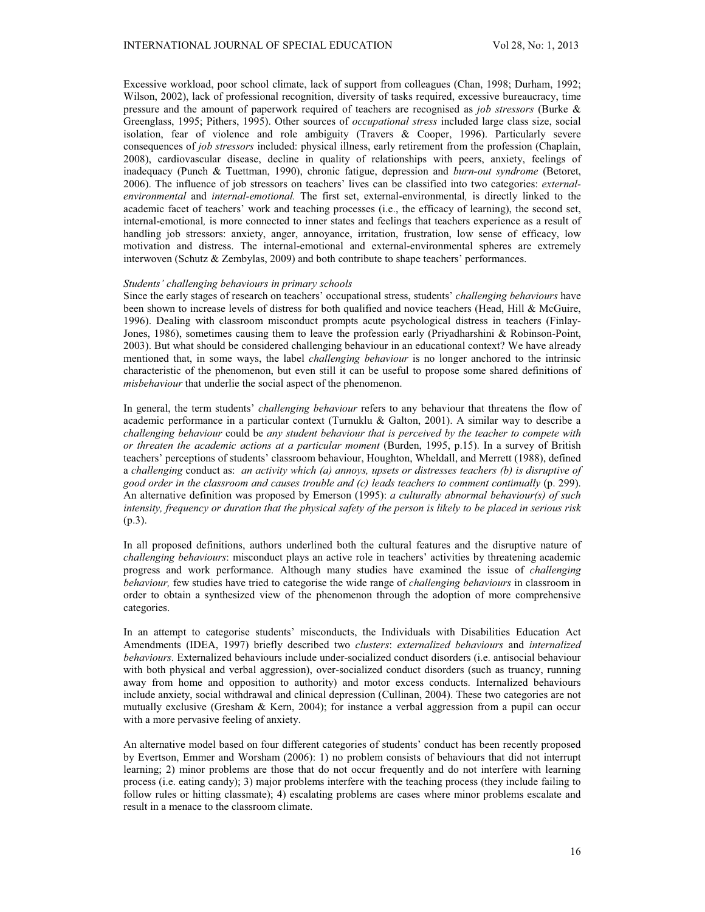Excessive workload, poor school climate, lack of support from colleagues (Chan, 1998; Durham, 1992; Wilson, 2002), lack of professional recognition, diversity of tasks required, excessive bureaucracy, time pressure and the amount of paperwork required of teachers are recognised as *job stressors* (Burke & Greenglass, 1995; Pithers, 1995). Other sources of *occupational stress* included large class size, social isolation, fear of violence and role ambiguity (Travers & Cooper, 1996). Particularly severe consequences of *job stressors* included: physical illness, early retirement from the profession (Chaplain, 2008), cardiovascular disease, decline in quality of relationships with peers, anxiety, feelings of inadequacy (Punch & Tuettman, 1990), chronic fatigue, depression and *burn-out syndrome* (Betoret, 2006). The influence of job stressors on teachers' lives can be classified into two categories: *external-environmental* and *internal-emotional.* The first set, external-environmental*,* is directly linked to the academic facet of teachers' work and teaching processes (i.e., the efficacy of learning), the second set, internal-emotional*,* is more connected to inner states and feelings that teachers experience as a result of handling job stressors: anxiety, anger, annoyance, irritation, frustration, low sense of efficacy, low motivation and distress. The internal-emotional and external-environmental spheres are extremely interwoven (Schutz & Zembylas, 2009) and both contribute to shape teachers' performances.

*Students' challenging behaviours in primary schools*

Since the early stages of research on teachers' occupational stress, students' *challenging behaviours* have been shown to increase levels of distress for both qualified and novice teachers (Head, Hill & McGuire, 1996). Dealing with classroom misconduct prompts acute psychological distress in teachers (Finlay-Jones, 1986), sometimes causing them to leave the profession early (Priyadharshini & Robinson-Point, 2003). But what should be considered challenging behaviour in an educational context? We have already mentioned that, in some ways, the label *challenging behaviour* is no longer anchored to the intrinsic characteristic of the phenomenon, but even still it can be useful to propose some shared definitions of *misbehaviour* that underlie the social aspect of the phenomenon.

In general, the term students' *challenging behaviour* refers to any behaviour that threatens the flow of academic performance in a particular context (Turnuklu & Galton, 2001). A similar way to describe a *challenging behaviour* could be *any student behaviour that is perceived by the teacher to compete with or threaten the academic actions at a particular moment* (Burden, 1995, p.15). In a survey of British teachers' perceptions of students' classroom behaviour, Houghton, Wheldall, and Merrett (1988), defined a *challenging* conduct as: *an activity which (a) annoys, upsets or distresses teachers (b) is disruptive of good order in the classroom and causes trouble and (c) leads teachers to comment continually* (p. 299). An alternative definition was proposed by Emerson (1995): *a culturally abnormal behaviour(s) of such intensity, frequency or duration that the physical safety of the person is likely to be placed in serious risk* (p.3).

In all proposed definitions, authors underlined both the cultural features and the disruptive nature of *challenging behaviours*: misconduct plays an active role in teachers' activities by threatening academic progress and work performance. Although many studies have examined the issue of *challenging behaviour,* few studies have tried to categorise the wide range of *challenging behaviours* in classroom in order to obtain a synthesized view of the phenomenon through the adoption of more comprehensive categories.

In an attempt to categorise students' misconducts, the Individuals with Disabilities Education Act Amendments (IDEA, 1997) briefly described two *clusters*: *externalized behaviours* and *internalized behaviours.* Externalized behaviours include under-socialized conduct disorders (i.e. antisocial behaviour with both physical and verbal aggression), over-socialized conduct disorders (such as truancy, running away from home and opposition to authority) and motor excess conducts. Internalized behaviours include anxiety, social withdrawal and clinical depression (Cullinan, 2004). These two categories are not mutually exclusive (Gresham & Kern, 2004); for instance a verbal aggression from a pupil can occur with a more pervasive feeling of anxiety.

An alternative model based on four different categories of students' conduct has been recently proposed by Evertson, Emmer and Worsham (2006): 1) no problem consists of behaviours that did not interrupt learning; 2) minor problems are those that do not occur frequently and do not interfere with learning process (i.e. eating candy); 3) major problems interfere with the teaching process (they include failing to follow rules or hitting classmate); 4) escalating problems are cases where minor problems escalate and result in a menace to the classroom climate.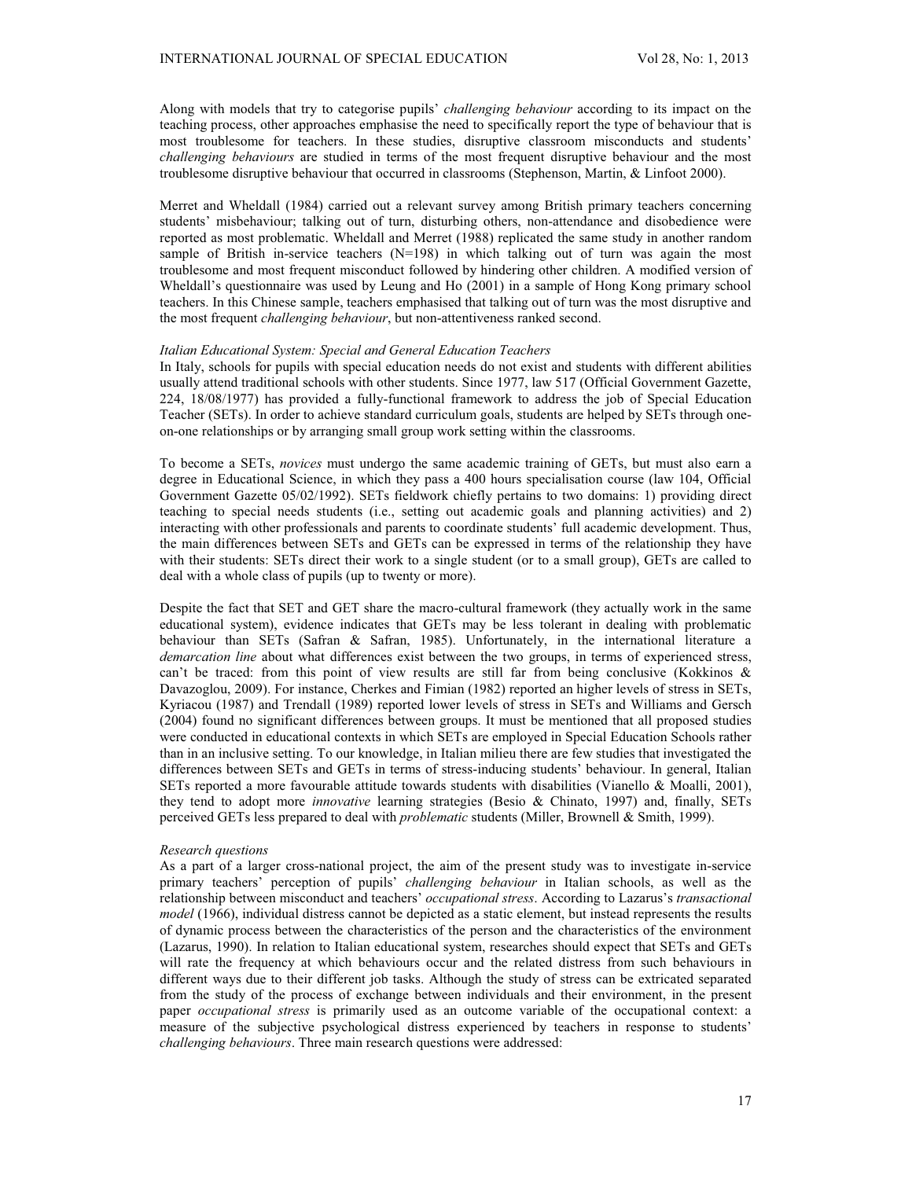Along with models that try to categorise pupils' *challenging behaviour* according to its impact on the teaching process, other approaches emphasise the need to specifically report the type of behaviour that is most troublesome for teachers. In these studies, disruptive classroom misconducts and students' *challenging behaviours* are studied in terms of the most frequent disruptive behaviour and the most troublesome disruptive behaviour that occurred in classrooms (Stephenson, Martin, & Linfoot 2000).

Merret and Wheldall (1984) carried out a relevant survey among British primary teachers concerning students' misbehaviour; talking out of turn, disturbing others, non-attendance and disobedience were reported as most problematic. Wheldall and Merret (1988) replicated the same study in another random sample of British in-service teachers (N=198) in which talking out of turn was again the most troublesome and most frequent misconduct followed by hindering other children. A modified version of Wheldall's questionnaire was used by Leung and Ho (2001) in a sample of Hong Kong primary school teachers. In this Chinese sample, teachers emphasised that talking out of turn was the most disruptive and the most frequent *challenging behaviour*, but non-attentiveness ranked second.

*Italian Educational System: Special and General Education Teachers*

In Italy, schools for pupils with special education needs do not exist and students with different abilities usually attend traditional schools with other students. Since 1977, law 517 (Official Government Gazette, 224, 18/08/1977) has provided a fully-functional framework to address the job of Special Education Teacher (SETs). In order to achieve standard curriculum goals, students are helped by SETs through one-on-one relationships or by arranging small group work setting within the classrooms.

To become a SETs, *novices* must undergo the same academic training of GETs, but must also earn a degree in Educational Science, in which they pass a 400 hours specialisation course (law 104, Official Government Gazette 05/02/1992). SETs fieldwork chiefly pertains to two domains: 1) providing direct teaching to special needs students (i.e., setting out academic goals and planning activities) and 2) interacting with other professionals and parents to coordinate students' full academic development. Thus, the main differences between SETs and GETs can be expressed in terms of the relationship they have with their students: SETs direct their work to a single student (or to a small group), GETs are called to deal with a whole class of pupils (up to twenty or more).

Despite the fact that SET and GET share the macro-cultural framework (they actually work in the same educational system), evidence indicates that GETs may be less tolerant in dealing with problematic behaviour than SETs (Safran & Safran, 1985). Unfortunately, in the international literature a *demarcation line* about what differences exist between the two groups, in terms of experienced stress, can't be traced: from this point of view results are still far from being conclusive (Kokkinos & Davazoglou, 2009). For instance, Cherkes and Fimian (1982) reported an higher levels of stress in SETs, Kyriacou (1987) and Trendall (1989) reported lower levels of stress in SETs and Williams and Gersch (2004) found no significant differences between groups. It must be mentioned that all proposed studies were conducted in educational contexts in which SETs are employed in Special Education Schools rather than in an inclusive setting. To our knowledge, in Italian milieu there are few studies that investigated the differences between SETs and GETs in terms of stress-inducing students' behaviour. In general, Italian SETs reported a more favourable attitude towards students with disabilities (Vianello & Moalli, 2001), they tend to adopt more *innovative* learning strategies (Besio & Chinato, 1997) and, finally, SETs perceived GETs less prepared to deal with *problematic* students (Miller, Brownell & Smith, 1999).

*Research questions*

As a part of a larger cross-national project, the aim of the present study was to investigate in-service primary teachers' perception of pupils' *challenging behaviour* in Italian schools, as well as the relationship between misconduct and teachers' *occupational stress*. According to Lazarus's *transactional model* (1966), individual distress cannot be depicted as a static element, but instead represents the results of dynamic process between the characteristics of the person and the characteristics of the environment (Lazarus, 1990). In relation to Italian educational system, researches should expect that SETs and GETs will rate the frequency at which behaviours occur and the related distress from such behaviours in different ways due to their different job tasks. Although the study of stress can be extricated separated from the study of the process of exchange between individuals and their environment, in the present paper *occupational stress* is primarily used as an outcome variable of the occupational context: a measure of the subjective psychological distress experienced by teachers in response to students' *challenging behaviours*. Three main research questions were addressed: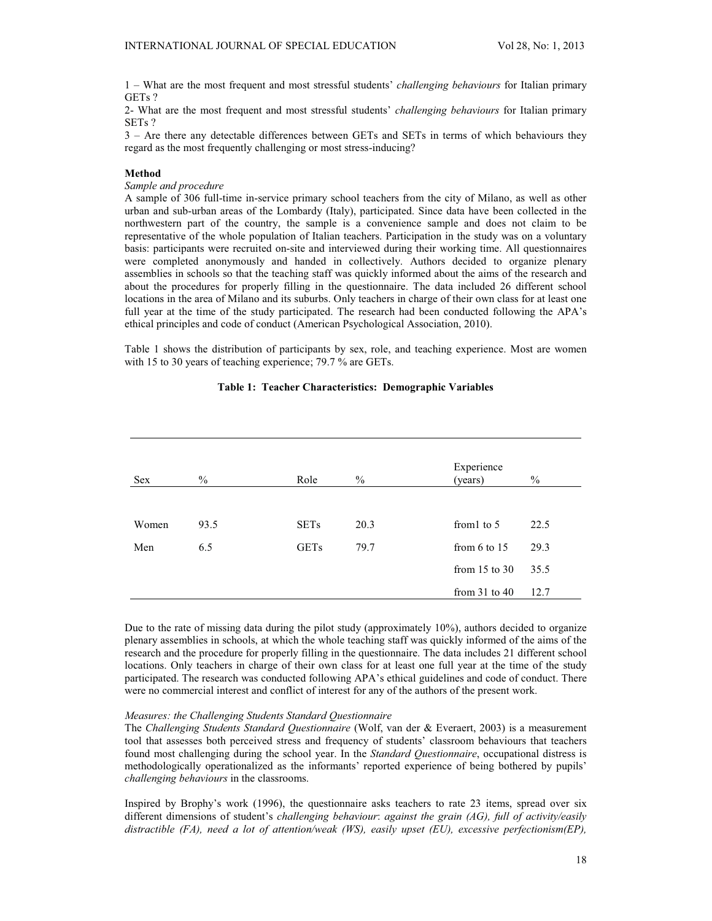1 – What are the most frequent and most stressful students' *challenging behaviours* for Italian primary GETs ?

2- What are the most frequent and most stressful students' *challenging behaviours* for Italian primary SETs ?

3 – Are there any detectable differences between GETs and SETs in terms of which behaviours they regard as the most frequently challenging or most stress-inducing?

**Method**

*Sample and procedure*

A sample of 306 full-time in-service primary school teachers from the city of Milano, as well as other urban and sub-urban areas of the Lombardy (Italy), participated. Since data have been collected in the northwestern part of the country, the sample is a convenience sample and does not claim to be representative of the whole population of Italian teachers. Participation in the study was on a voluntary basis: participants were recruited on-site and interviewed during their working time. All questionnaires were completed anonymously and handed in collectively. Authors decided to organize plenary assemblies in schools so that the teaching staff was quickly informed about the aims of the research and about the procedures for properly filling in the questionnaire. The data included 26 different school locations in the area of Milano and its suburbs. Only teachers in charge of their own class for at least one full year at the time of the study participated. The research had been conducted following the APA's ethical principles and code of conduct (American Psychological Association, 2010).

Table 1 shows the distribution of participants by sex, role, and teaching experience. Most are women with 15 to 30 years of teaching experience; 79.7 % are GETs.

**Table 1: Teacher Characteristics: Demographic Variables**

| Sex | % | Role | % | Experience (years) | % |
|---|---|---|---|---|---|
| Women | 93.5 | SETs | 20.3 | from1 to 5 | 22.5 |
| Men | 6.5 | GETs | 79.7 | from 6 to 15 | 29.3 |
| | | | | from 15 to 30 | 35.5 |
| | | | | from 31 to 40 | 12.7 |

Due to the rate of missing data during the pilot study (approximately 10%), authors decided to organize plenary assemblies in schools, at which the whole teaching staff was quickly informed of the aims of the research and the procedure for properly filling in the questionnaire. The data includes 21 different school locations. Only teachers in charge of their own class for at least one full year at the time of the study participated. The research was conducted following APA's ethical guidelines and code of conduct. There were no commercial interest and conflict of interest for any of the authors of the present work.

*Measures: the Challenging Students Standard Questionnaire*

The *Challenging Students Standard Questionnaire* (Wolf, van der & Everaert, 2003) is a measurement tool that assesses both perceived stress and frequency of students' classroom behaviours that teachers found most challenging during the school year. In the *Standard Questionnaire*, occupational distress is methodologically operationalized as the informants' reported experience of being bothered by pupils' *challenging behaviours* in the classrooms.

Inspired by Brophy's work (1996), the questionnaire asks teachers to rate 23 items, spread over six different dimensions of student's *challenging behaviour*: *against the grain (AG), full of activity/easily distractible (FA), need a lot of attention/weak (WS), easily upset (EU), excessive perfectionism(EP),*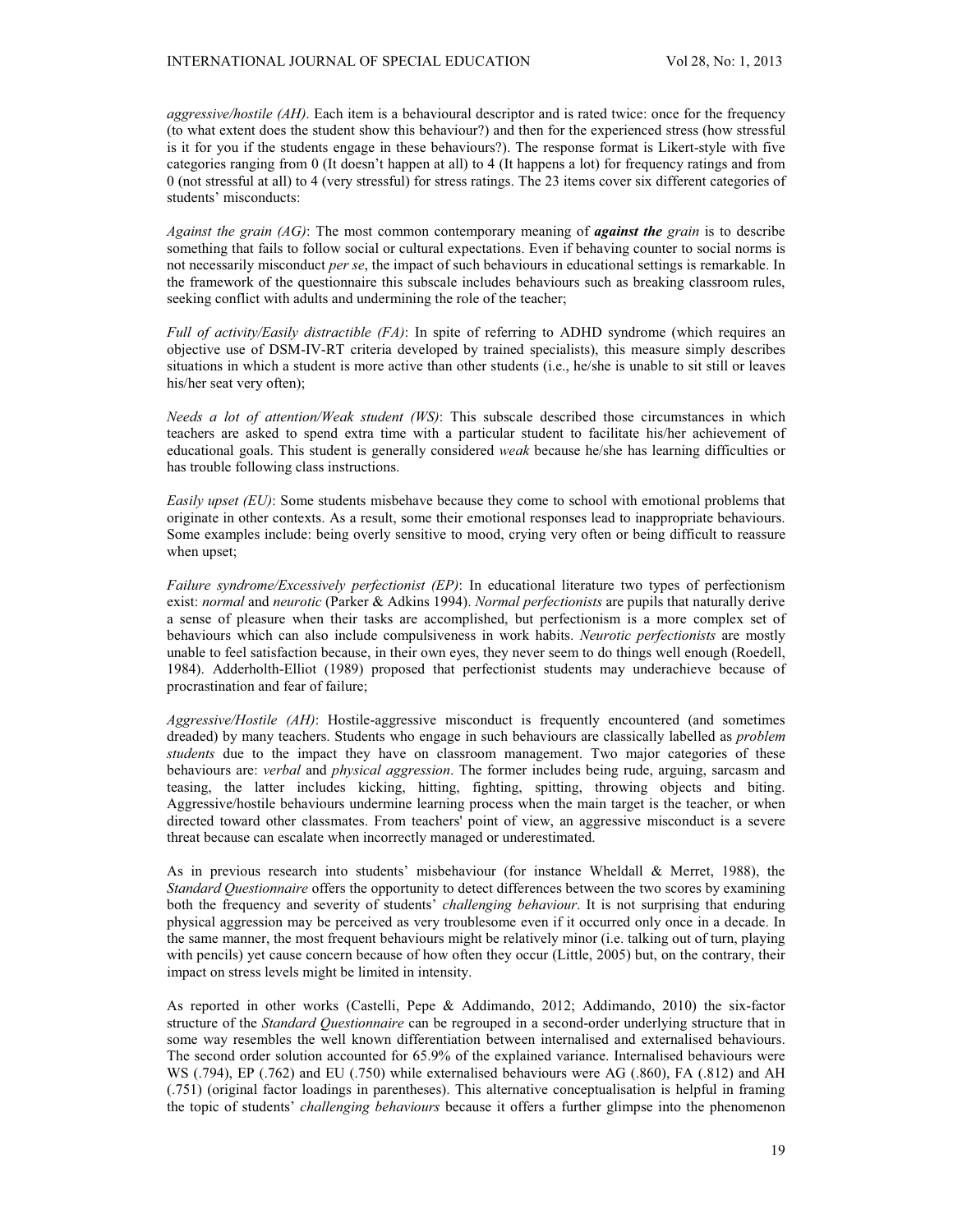*aggressive/hostile (AH)*. Each item is a behavioural descriptor and is rated twice: once for the frequency (to what extent does the student show this behaviour?) and then for the experienced stress (how stressful is it for you if the students engage in these behaviours?). The response format is Likert-style with five categories ranging from 0 (It doesn't happen at all) to 4 (It happens a lot) for frequency ratings and from 0 (not stressful at all) to 4 (very stressful) for stress ratings. The 23 items cover six different categories of students' misconducts:

*Against the grain (AG)*: The most common contemporary meaning of ***against the*** *grain* is to describe something that fails to follow social or cultural expectations. Even if behaving counter to social norms is not necessarily misconduct *per se*, the impact of such behaviours in educational settings is remarkable. In the framework of the questionnaire this subscale includes behaviours such as breaking classroom rules, seeking conflict with adults and undermining the role of the teacher;

*Full of activity/Easily distractible (FA)*: In spite of referring to ADHD syndrome (which requires an objective use of DSM-IV-RT criteria developed by trained specialists), this measure simply describes situations in which a student is more active than other students (i.e., he/she is unable to sit still or leaves his/her seat very often);

*Needs a lot of attention/Weak student (WS)*: This subscale described those circumstances in which teachers are asked to spend extra time with a particular student to facilitate his/her achievement of educational goals. This student is generally considered *weak* because he/she has learning difficulties or has trouble following class instructions.

*Easily upset (EU)*: Some students misbehave because they come to school with emotional problems that originate in other contexts. As a result, some their emotional responses lead to inappropriate behaviours. Some examples include: being overly sensitive to mood, crying very often or being difficult to reassure when upset;

*Failure syndrome/Excessively perfectionist (EP)*: In educational literature two types of perfectionism exist: *normal* and *neurotic* (Parker & Adkins 1994). *Normal perfectionists* are pupils that naturally derive a sense of pleasure when their tasks are accomplished, but perfectionism is a more complex set of behaviours which can also include compulsiveness in work habits. *Neurotic perfectionists* are mostly unable to feel satisfaction because, in their own eyes, they never seem to do things well enough (Roedell, 1984). Adderholth-Elliot (1989) proposed that perfectionist students may underachieve because of procrastination and fear of failure;

*Aggressive/Hostile (AH)*: Hostile-aggressive misconduct is frequently encountered (and sometimes dreaded) by many teachers. Students who engage in such behaviours are classically labelled as *problem students* due to the impact they have on classroom management. Two major categories of these behaviours are: *verbal* and *physical aggression*. The former includes being rude, arguing, sarcasm and teasing, the latter includes kicking, hitting, fighting, spitting, throwing objects and biting. Aggressive/hostile behaviours undermine learning process when the main target is the teacher, or when directed toward other classmates. From teachers' point of view, an aggressive misconduct is a severe threat because can escalate when incorrectly managed or underestimated.

As in previous research into students' misbehaviour (for instance Wheldall & Merret, 1988), the *Standard Questionnaire* offers the opportunity to detect differences between the two scores by examining both the frequency and severity of students' *challenging behaviour*. It is not surprising that enduring physical aggression may be perceived as very troublesome even if it occurred only once in a decade. In the same manner, the most frequent behaviours might be relatively minor (i.e. talking out of turn, playing with pencils) yet cause concern because of how often they occur (Little, 2005) but, on the contrary, their impact on stress levels might be limited in intensity.

As reported in other works (Castelli, Pepe & Addimando, 2012; Addimando, 2010) the six-factor structure of the *Standard Questionnaire* can be regrouped in a second-order underlying structure that in some way resembles the well known differentiation between internalised and externalised behaviours. The second order solution accounted for 65.9% of the explained variance. Internalised behaviours were WS (.794), EP (.762) and EU (.750) while externalised behaviours were AG (.860), FA (.812) and AH (.751) (original factor loadings in parentheses). This alternative conceptualisation is helpful in framing the topic of students' *challenging behaviours* because it offers a further glimpse into the phenomenon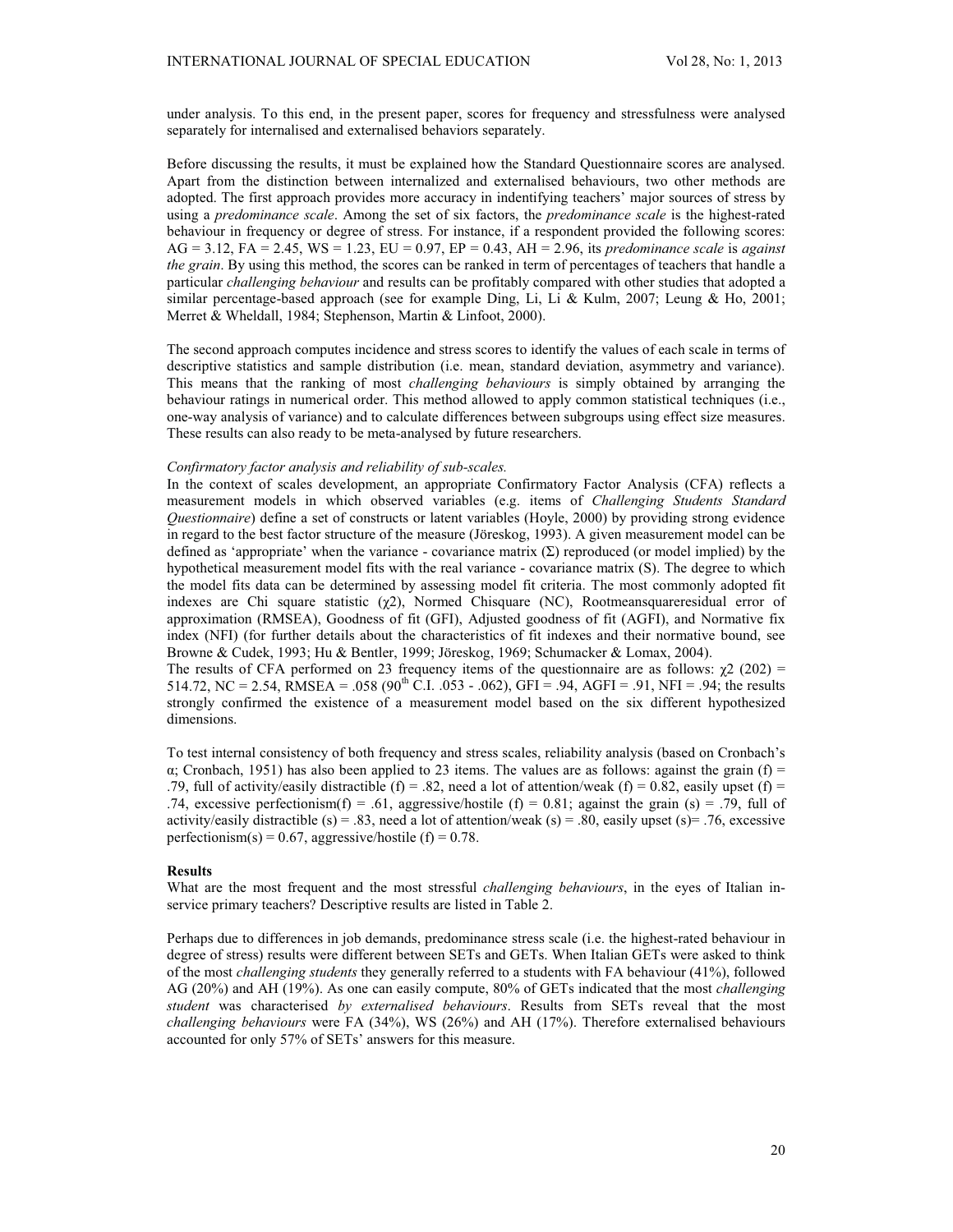under analysis. To this end, in the present paper, scores for frequency and stressfulness were analysed separately for internalised and externalised behaviors separately.

Before discussing the results, it must be explained how the Standard Questionnaire scores are analysed. Apart from the distinction between internalized and externalised behaviours, two other methods are adopted. The first approach provides more accuracy in indentifying teachers' major sources of stress by using a *predominance scale*. Among the set of six factors, the *predominance scale* is the highest-rated behaviour in frequency or degree of stress. For instance, if a respondent provided the following scores: AG = 3.12, FA = 2.45, WS = 1.23, EU = 0.97, EP = 0.43, AH = 2.96, its *predominance scale* is *against the grain*. By using this method, the scores can be ranked in term of percentages of teachers that handle a particular *challenging behaviour* and results can be profitably compared with other studies that adopted a similar percentage-based approach (see for example Ding, Li, Li & Kulm, 2007; Leung & Ho, 2001; Merret & Wheldall, 1984; Stephenson, Martin & Linfoot, 2000).

The second approach computes incidence and stress scores to identify the values of each scale in terms of descriptive statistics and sample distribution (i.e. mean, standard deviation, asymmetry and variance). This means that the ranking of most *challenging behaviours* is simply obtained by arranging the behaviour ratings in numerical order. This method allowed to apply common statistical techniques (i.e., one-way analysis of variance) and to calculate differences between subgroups using effect size measures. These results can also ready to be meta-analysed by future researchers.

*Confirmatory factor analysis and reliability of sub-scales.*

In the context of scales development, an appropriate Confirmatory Factor Analysis (CFA) reflects a measurement models in which observed variables (e.g. items of *Challenging Students Standard Questionnaire*) define a set of constructs or latent variables (Hoyle, 2000) by providing strong evidence in regard to the best factor structure of the measure (Jöreskog, 1993). A given measurement model can be defined as 'appropriate' when the variance - covariance matrix ($\Sigma$) reproduced (or model implied) by the hypothetical measurement model fits with the real variance - covariance matrix (S). The degree to which the model fits data can be determined by assessing model fit criteria. The most commonly adopted fit indexes are Chi square statistic ($\chi 2$), Normed Chisquare (NC), Rootmeansquareresidual error of approximation (RMSEA), Goodness of fit (GFI), Adjusted goodness of fit (AGFI), and Normative fix index (NFI) (for further details about the characteristics of fit indexes and their normative bound, see Browne & Cudek, 1993; Hu & Bentler, 1999; Jöreskog, 1969; Schumacker & Lomax, 2004).

The results of CFA performed on 23 frequency items of the questionnaire are as follows: $\chi 2$ (202) = 514.72, NC = 2.54, RMSEA = .058 ($90^{th}$ C.I. .053 - .062), GFI = .94, AGFI = .91, NFI = .94; the results strongly confirmed the existence of a measurement model based on the six different hypothesized dimensions.

To test internal consistency of both frequency and stress scales, reliability analysis (based on Cronbach's $\alpha$; Cronbach, 1951) has also been applied to 23 items. The values are as follows: against the grain (f) = .79, full of activity/easily distractible (f) = .82, need a lot of attention/weak (f) = 0.82, easily upset (f) = .74, excessive perfectionism(f) = .61, aggressive/hostile (f) = 0.81; against the grain (s) = .79, full of activity/easily distractible (s) = .83, need a lot of attention/weak (s) = .80, easily upset (s)= .76, excessive perfectionism(s) = 0.67, aggressive/hostile (f) = 0.78.

## Results

What are the most frequent and the most stressful *challenging behaviours*, in the eyes of Italian in-service primary teachers? Descriptive results are listed in Table 2.

Perhaps due to differences in job demands, predominance stress scale (i.e. the highest-rated behaviour in degree of stress) results were different between SETs and GETs. When Italian GETs were asked to think of the most *challenging students* they generally referred to a students with FA behaviour (41%), followed AG (20%) and AH (19%). As one can easily compute, 80% of GETs indicated that the most *challenging student* was characterised *by externalised behaviours*. Results from SETs reveal that the most *challenging behaviours* were FA (34%), WS (26%) and AH (17%). Therefore externalised behaviours accounted for only 57% of SETs' answers for this measure.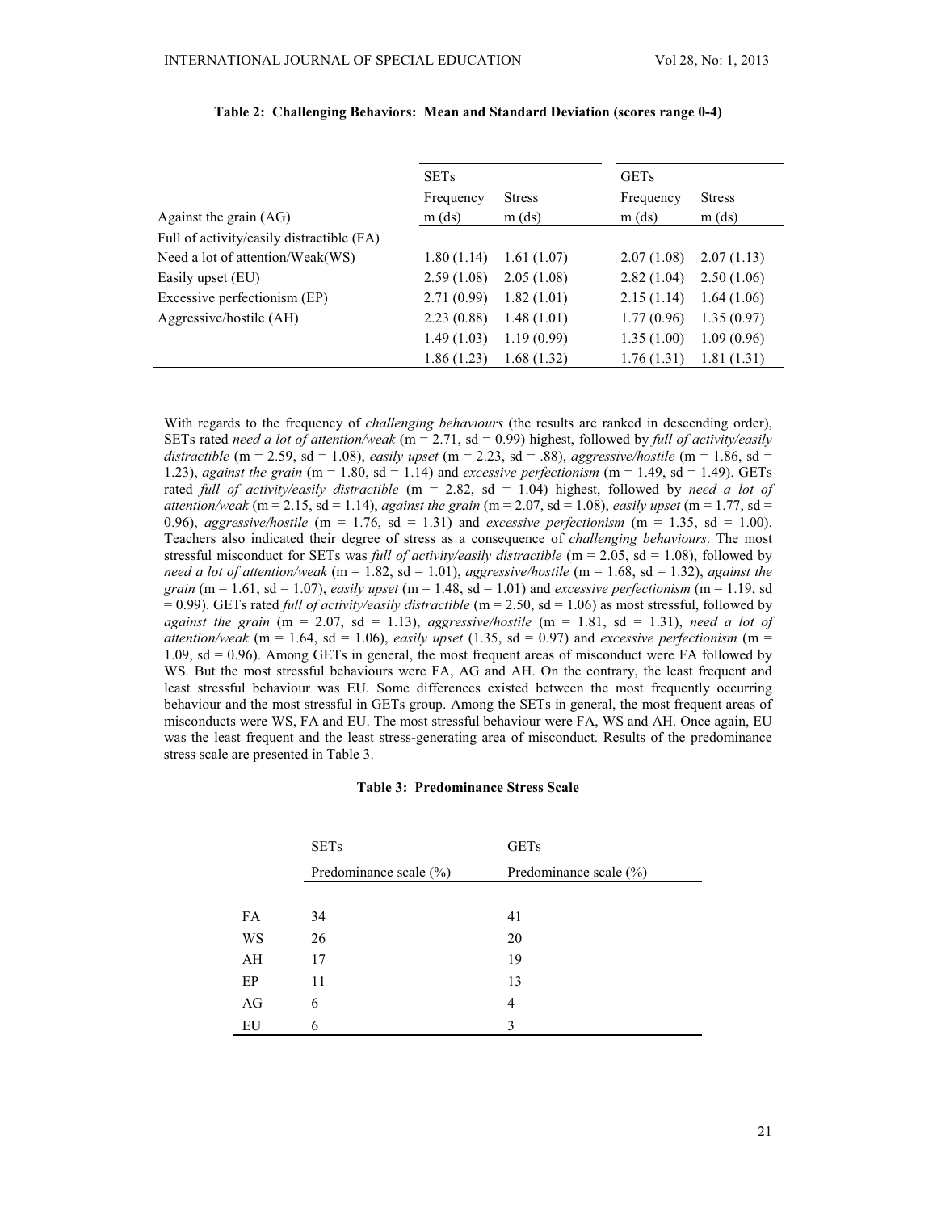**Table 2: Challenging Behaviors: Mean and Standard Deviation (scores range 0-4)**

| | SETs | | GETs | |
|---|---|---|---|---|
| | Frequency | Stress | Frequency | Stress |
| Against the grain (AG) | m (ds) | m (ds) | m (ds) | m (ds) |
| Full of activity/easily distractible (FA) | | | | |
| Need a lot of attention/Weak(WS) | 1.80 (1.14) | 1.61 (1.07) | 2.07 (1.08) | 2.07 (1.13) |
| Easily upset (EU) | 2.59 (1.08) | 2.05 (1.08) | 2.82 (1.04) | 2.50 (1.06) |
| Excessive perfectionism (EP) | 2.71 (0.99) | 1.82 (1.01) | 2.15 (1.14) | 1.64 (1.06) |
| Aggressive/hostile (AH) | 2.23 (0.88) | 1.48 (1.01) | 1.77 (0.96) | 1.35 (0.97) |
| | 1.49 (1.03) | 1.19 (0.99) | 1.35 (1.00) | 1.09 (0.96) |
| | 1.86 (1.23) | 1.68 (1.32) | 1.76 (1.31) | 1.81 (1.31) |

With regards to the frequency of *challenging behaviours* (the results are ranked in descending order), SETs rated *need a lot of attention/weak* (m = 2.71, sd = 0.99) highest, followed by *full of activity/easily distractible* (m = 2.59, sd = 1.08), *easily upset* (m = 2.23, sd = .88), *aggressive/hostile* (m = 1.86, sd = 1.23), *against the grain* (m = 1.80, sd = 1.14) and *excessive perfectionism* (m = 1.49, sd = 1.49). GETs rated *full of activity/easily distractible* (m = 2.82, sd = 1.04) highest, followed by *need a lot of attention/weak* (m = 2.15, sd = 1.14), *against the grain* (m = 2.07, sd = 1.08), *easily upset* (m = 1.77, sd = 0.96), *aggressive/hostile* (m = 1.76, sd = 1.31) and *excessive perfectionism* (m = 1.35, sd = 1.00). Teachers also indicated their degree of stress as a consequence of *challenging behaviours*. The most stressful misconduct for SETs was *full of activity/easily distractible* (m = 2.05, sd = 1.08), followed by *need a lot of attention/weak* (m = 1.82, sd = 1.01), *aggressive/hostile* (m = 1.68, sd = 1.32), *against the grain* (m = 1.61, sd = 1.07), *easily upset* (m = 1.48, sd = 1.01) and *excessive perfectionism* (m = 1.19, sd = 0.99). GETs rated *full of activity/easily distractible* (m = 2.50, sd = 1.06) as most stressful, followed by *against the grain* (m = 2.07, sd = 1.13), *aggressive/hostile* (m = 1.81, sd = 1.31), *need a lot of attention/weak* (m = 1.64, sd = 1.06), *easily upset* (1.35, sd = 0.97) and *excessive perfectionism* (m = 1.09, sd = 0.96). Among GETs in general, the most frequent areas of misconduct were FA followed by WS. But the most stressful behaviours were FA, AG and AH. On the contrary, the least frequent and least stressful behaviour was EU. Some differences existed between the most frequently occurring behaviour and the most stressful in GETs group. Among the SETs in general, the most frequent areas of misconducts were WS, FA and EU. The most stressful behaviour were FA, WS and AH. Once again, EU was the least frequent and the least stress-generating area of misconduct. Results of the predominance stress scale are presented in Table 3.

**Table 3: Predominance Stress Scale**

| | SETs | GETs |
|---|---|---|
| | Predominance scale (%) | Predominance scale (%) |
| FA | 34 | 41 |
| WS | 26 | 20 |
| AH | 17 | 19 |
| EP | 11 | 13 |
| AG | 6 | 4 |
| EU | 6 | 3 |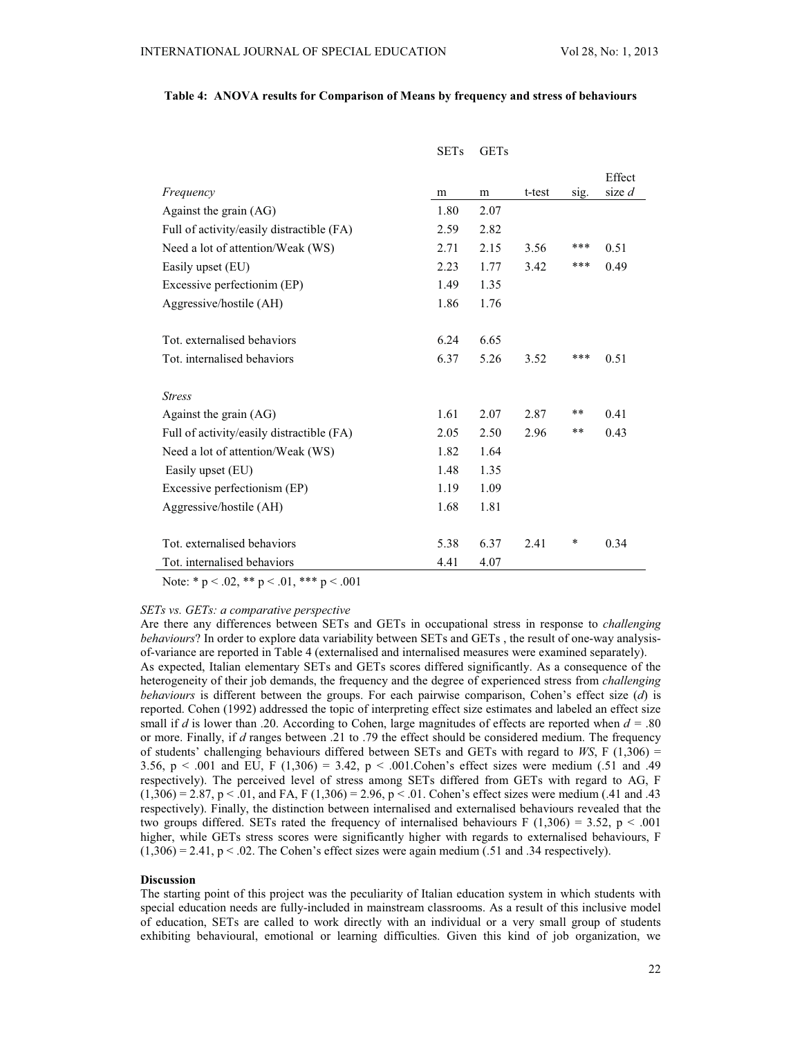**Table 4: ANOVA results for Comparison of Means by frequency and stress of behaviours**

| | SETs | GETs | | | |
|---|---|---|---|---|---|
| *Frequency* | m | m | t-test | sig. | Effect size *d* |
| Against the grain (AG) | 1.80 | 2.07 | | | |
| Full of activity/easily distractible (FA) | 2.59 | 2.82 | | | |
| Need a lot of attention/Weak (WS) | 2.71 | 2.15 | 3.56 | *** | 0.51 |
| Easily upset (EU) | 2.23 | 1.77 | 3.42 | *** | 0.49 |
| Excessive perfectionim (EP) | 1.49 | 1.35 | | | |
| Aggressive/hostile (AH) | 1.86 | 1.76 | | | |
| Tot. externalised behaviors | 6.24 | 6.65 | | | |
| Tot. internalised behaviors | 6.37 | 5.26 | 3.52 | *** | 0.51 |
| *Stress* | | | | | |
| Against the grain (AG) | 1.61 | 2.07 | 2.87 | ** | 0.41 |
| Full of activity/easily distractible (FA) | 2.05 | 2.50 | 2.96 | ** | 0.43 |
| Need a lot of attention/Weak (WS) | 1.82 | 1.64 | | | |
| Easily upset (EU) | 1.48 | 1.35 | | | |
| Excessive perfectionism (EP) | 1.19 | 1.09 | | | |
| Aggressive/hostile (AH) | 1.68 | 1.81 | | | |
| Tot. externalised behaviors | 5.38 | 6.37 | 2.41 | * | 0.34 |
| Tot. internalised behaviors | 4.41 | 4.07 | | | |

Note: * $p < .02$, ** $p < .01$, *** $p < .001$

*SETs vs. GETs: a comparative perspective*

Are there any differences between SETs and GETs in occupational stress in response to *challenging behaviours*? In order to explore data variability between SETs and GETs , the result of one-way analysis-of-variance are reported in Table 4 (externalised and internalised measures were examined separately).

As expected, Italian elementary SETs and GETs scores differed significantly. As a consequence of the heterogeneity of their job demands, the frequency and the degree of experienced stress from *challenging behaviours* is different between the groups. For each pairwise comparison, Cohen's effect size (*d*) is reported. Cohen (1992) addressed the topic of interpreting effect size estimates and labeled an effect size small if *d* is lower than .20. According to Cohen, large magnitudes of effects are reported when $d = .80$ or more. Finally, if *d* ranges between .21 to .79 the effect should be considered medium. The frequency of students' challenging behaviours differed between SETs and GETs with regard to *WS*, $F(1,306) = 3.56$, $p < .001$ and EU, $F(1,306) = 3.42$, $p < .001$.Cohen's effect sizes were medium (.51 and .49 respectively). The perceived level of stress among SETs differed from GETs with regard to AG, $F(1,306) = 2.87$, $p < .01$, and FA, $F(1,306) = 2.96$, $p < .01$. Cohen's effect sizes were medium (.41 and .43 respectively). Finally, the distinction between internalised and externalised behaviours revealed that the two groups differed. SETs rated the frequency of internalised behaviours $F(1,306) = 3.52$, $p < .001$ higher, while GETs stress scores were significantly higher with regards to externalised behaviours, $F(1,306) = 2.41$, $p < .02$. The Cohen's effect sizes were again medium (.51 and .34 respectively).

**Discussion**

The starting point of this project was the peculiarity of Italian education system in which students with special education needs are fully-included in mainstream classrooms. As a result of this inclusive model of education, SETs are called to work directly with an individual or a very small group of students exhibiting behavioural, emotional or learning difficulties. Given this kind of job organization, we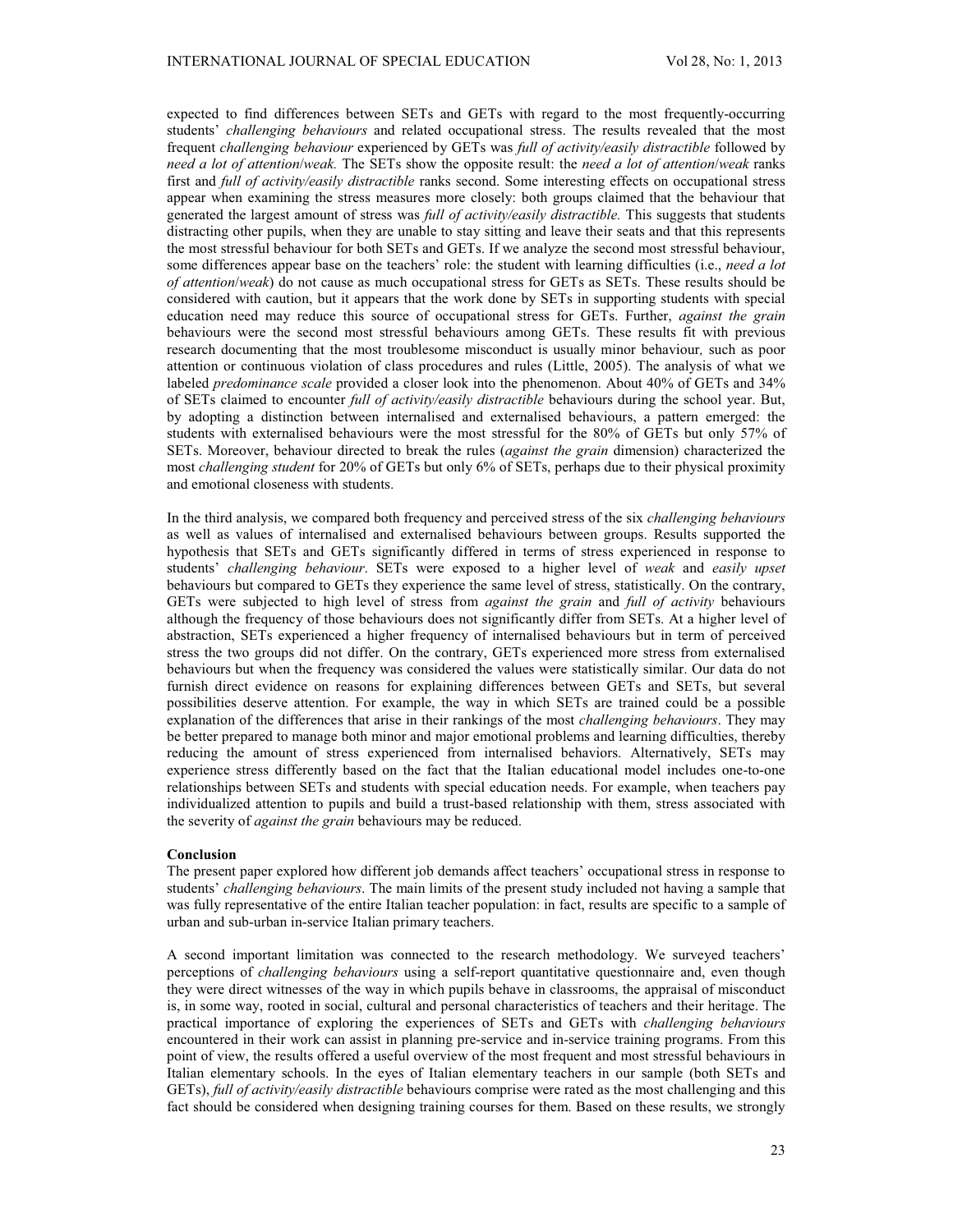expected to find differences between SETs and GETs with regard to the most frequently-occurring students' *challenging behaviours* and related occupational stress. The results revealed that the most frequent *challenging behaviour* experienced by GETs was *full of activity/easily distractible* followed by *need a lot of attention/weak.* The SETs show the opposite result: the *need a lot of attention/weak* ranks first and *full of activity/easily distractible* ranks second. Some interesting effects on occupational stress appear when examining the stress measures more closely: both groups claimed that the behaviour that generated the largest amount of stress was *full of activity/easily distractible.* This suggests that students distracting other pupils, when they are unable to stay sitting and leave their seats and that this represents the most stressful behaviour for both SETs and GETs. If we analyze the second most stressful behaviour, some differences appear base on the teachers' role: the student with learning difficulties (i.e., *need a lot of attention/weak*) do not cause as much occupational stress for GETs as SETs. These results should be considered with caution, but it appears that the work done by SETs in supporting students with special education need may reduce this source of occupational stress for GETs. Further, *against the grain* behaviours were the second most stressful behaviours among GETs. These results fit with previous research documenting that the most troublesome misconduct is usually minor behaviour*,* such as poor attention or continuous violation of class procedures and rules (Little, 2005). The analysis of what we labeled *predominance scale* provided a closer look into the phenomenon. About 40% of GETs and 34% of SETs claimed to encounter *full of activity/easily distractible* behaviours during the school year. But, by adopting a distinction between internalised and externalised behaviours, a pattern emerged: the students with externalised behaviours were the most stressful for the 80% of GETs but only 57% of SETs. Moreover, behaviour directed to break the rules (*against the grain* dimension) characterized the most *challenging student* for 20% of GETs but only 6% of SETs, perhaps due to their physical proximity and emotional closeness with students.

In the third analysis, we compared both frequency and perceived stress of the six *challenging behaviours* as well as values of internalised and externalised behaviours between groups. Results supported the hypothesis that SETs and GETs significantly differed in terms of stress experienced in response to students' *challenging behaviour*. SETs were exposed to a higher level of *weak* and *easily upset* behaviours but compared to GETs they experience the same level of stress, statistically. On the contrary, GETs were subjected to high level of stress from *against the grain* and *full of activity* behaviours although the frequency of those behaviours does not significantly differ from SETs. At a higher level of abstraction, SETs experienced a higher frequency of internalised behaviours but in term of perceived stress the two groups did not differ. On the contrary, GETs experienced more stress from externalised behaviours but when the frequency was considered the values were statistically similar. Our data do not furnish direct evidence on reasons for explaining differences between GETs and SETs, but several possibilities deserve attention. For example, the way in which SETs are trained could be a possible explanation of the differences that arise in their rankings of the most *challenging behaviours*. They may be better prepared to manage both minor and major emotional problems and learning difficulties, thereby reducing the amount of stress experienced from internalised behaviors. Alternatively, SETs may experience stress differently based on the fact that the Italian educational model includes one-to-one relationships between SETs and students with special education needs. For example, when teachers pay individualized attention to pupils and build a trust-based relationship with them, stress associated with the severity of *against the grain* behaviours may be reduced.

**Conclusion**

The present paper explored how different job demands affect teachers' occupational stress in response to students' *challenging behaviours*. The main limits of the present study included not having a sample that was fully representative of the entire Italian teacher population: in fact, results are specific to a sample of urban and sub-urban in-service Italian primary teachers.

A second important limitation was connected to the research methodology. We surveyed teachers' perceptions of *challenging behaviours* using a self-report quantitative questionnaire and, even though they were direct witnesses of the way in which pupils behave in classrooms, the appraisal of misconduct is, in some way, rooted in social, cultural and personal characteristics of teachers and their heritage. The practical importance of exploring the experiences of SETs and GETs with *challenging behaviours* encountered in their work can assist in planning pre-service and in-service training programs. From this point of view, the results offered a useful overview of the most frequent and most stressful behaviours in Italian elementary schools. In the eyes of Italian elementary teachers in our sample (both SETs and GETs), *full of activity/easily distractible* behaviours comprise were rated as the most challenging and this fact should be considered when designing training courses for them. Based on these results, we strongly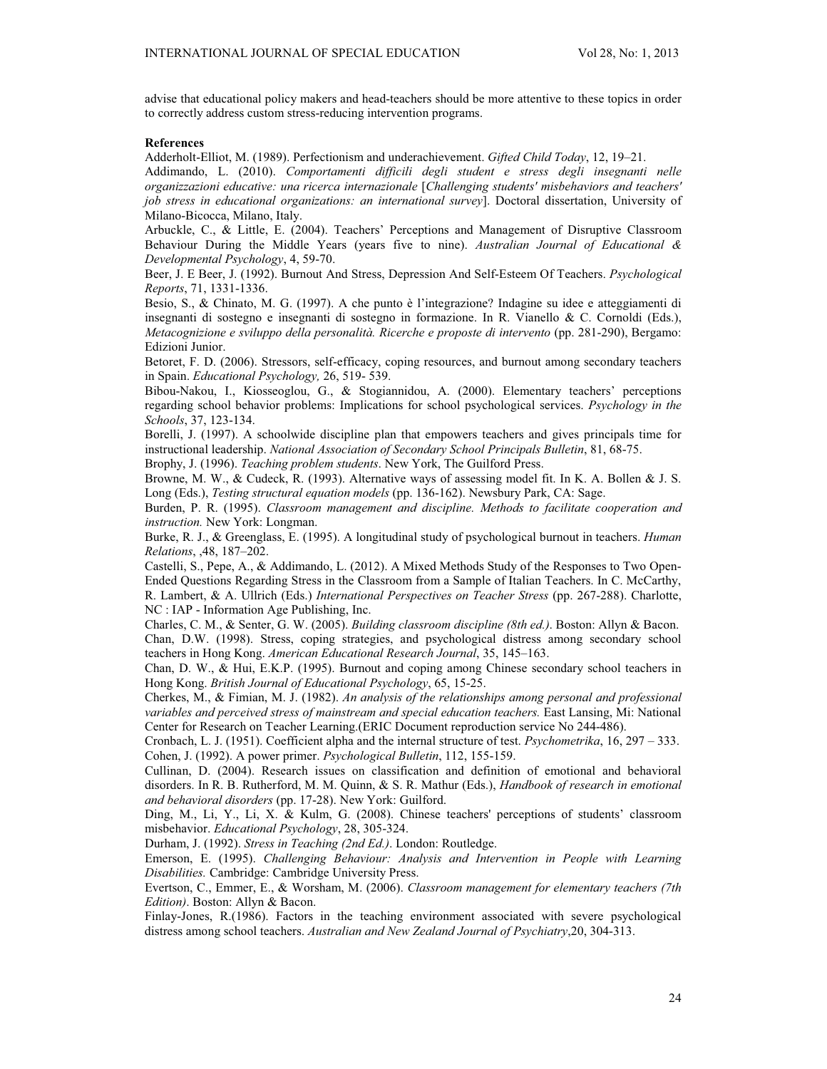advise that educational policy makers and head-teachers should be more attentive to these topics in order to correctly address custom stress-reducing intervention programs.

**References**

Adderholt-Elliot, M. (1989). Perfectionism and underachievement. *Gifted Child Today*, 12, 19–21.

Addimando, L. (2010). *Comportamenti difficili degli student e stress degli insegnanti nelle organizzazioni educative: una ricerca internazionale* [*Challenging students' misbehaviors and teachers' job stress in educational organizations: an international survey*]. Doctoral dissertation, University of Milano-Bicocca, Milano, Italy.

Arbuckle, C., & Little, E. (2004). Teachers' Perceptions and Management of Disruptive Classroom Behaviour During the Middle Years (years five to nine). *Australian Journal of Educational & Developmental Psychology*, 4, 59-70.

Beer, J. E Beer, J. (1992). Burnout And Stress, Depression And Self-Esteem Of Teachers. *Psychological Reports*, 71, 1331-1336.

Besio, S., & Chinato, M. G. (1997). A che punto è l'integrazione? Indagine su idee e atteggiamenti di insegnanti di sostegno e insegnanti di sostegno in formazione. In R. Vianello & C. Cornoldi (Eds.), *Metacognizione e sviluppo della personalità. Ricerche e proposte di intervento* (pp. 281-290), Bergamo: Edizioni Junior.

Betoret, F. D. (2006). Stressors, self-efficacy, coping resources, and burnout among secondary teachers in Spain. *Educational Psychology,* 26, 519- 539.

Bibou-Nakou, I., Kiosseoglou, G., & Stogiannidou, A. (2000). Elementary teachers' perceptions regarding school behavior problems: Implications for school psychological services. *Psychology in the Schools*, 37, 123-134.

Borelli, J. (1997). A schoolwide discipline plan that empowers teachers and gives principals time for instructional leadership. *National Association of Secondary School Principals Bulletin*, 81, 68-75.

Brophy, J. (1996). *Teaching problem students*. New York, The Guilford Press.

Browne, M. W., & Cudeck, R. (1993). Alternative ways of assessing model fit. In K. A. Bollen & J. S. Long (Eds.), *Testing structural equation models* (pp. 136-162). Newsbury Park, CA: Sage.

Burden, P. R. (1995). *Classroom management and discipline. Methods to facilitate cooperation and instruction.* New York: Longman.

Burke, R. J., & Greenglass, E. (1995). A longitudinal study of psychological burnout in teachers. *Human Relations*, ,48, 187–202.

Castelli, S., Pepe, A., & Addimando, L. (2012). A Mixed Methods Study of the Responses to Two Open-Ended Questions Regarding Stress in the Classroom from a Sample of Italian Teachers. In C. McCarthy, R. Lambert, & A. Ullrich (Eds.) *International Perspectives on Teacher Stress* (pp. 267-288). Charlotte, NC : IAP - Information Age Publishing, Inc.

Charles, C. M., & Senter, G. W. (2005). *Building classroom discipline (8th ed.)*. Boston: Allyn & Bacon.

Chan, D.W. (1998). Stress, coping strategies, and psychological distress among secondary school teachers in Hong Kong. *American Educational Research Journal*, 35, 145–163.

Chan, D. W., & Hui, E.K.P. (1995). Burnout and coping among Chinese secondary school teachers in Hong Kong. *British Journal of Educational Psychology*, 65, 15-25.

Cherkes, M., & Fimian, M. J. (1982). *An analysis of the relationships among personal and professional variables and perceived stress of mainstream and special education teachers.* East Lansing, Mi: National Center for Research on Teacher Learning.(ERIC Document reproduction service No 244-486).

Cronbach, L. J. (1951). Coefficient alpha and the internal structure of test. *Psychometrika*, 16, 297 – 333.

Cohen, J. (1992). A power primer. *Psychological Bulletin*, 112, 155-159.

Cullinan, D. (2004). Research issues on classification and definition of emotional and behavioral disorders. In R. B. Rutherford, M. M. Quinn, & S. R. Mathur (Eds.), *Handbook of research in emotional and behavioral disorders* (pp. 17-28). New York: Guilford.

Ding, M., Li, Y., Li, X. & Kulm, G. (2008). Chinese teachers' perceptions of students' classroom misbehavior. *Educational Psychology*, 28, 305-324.

Durham, J. (1992). *Stress in Teaching (2nd Ed.)*. London: Routledge.

Emerson, E. (1995). *Challenging Behaviour: Analysis and Intervention in People with Learning Disabilities.* Cambridge: Cambridge University Press.

Evertson, C., Emmer, E., & Worsham, M. (2006). *Classroom management for elementary teachers (7th Edition)*. Boston: Allyn & Bacon.

Finlay-Jones, R.(1986). Factors in the teaching environment associated with severe psychological distress among school teachers. *Australian and New Zealand Journal of Psychiatry*,20, 304-313.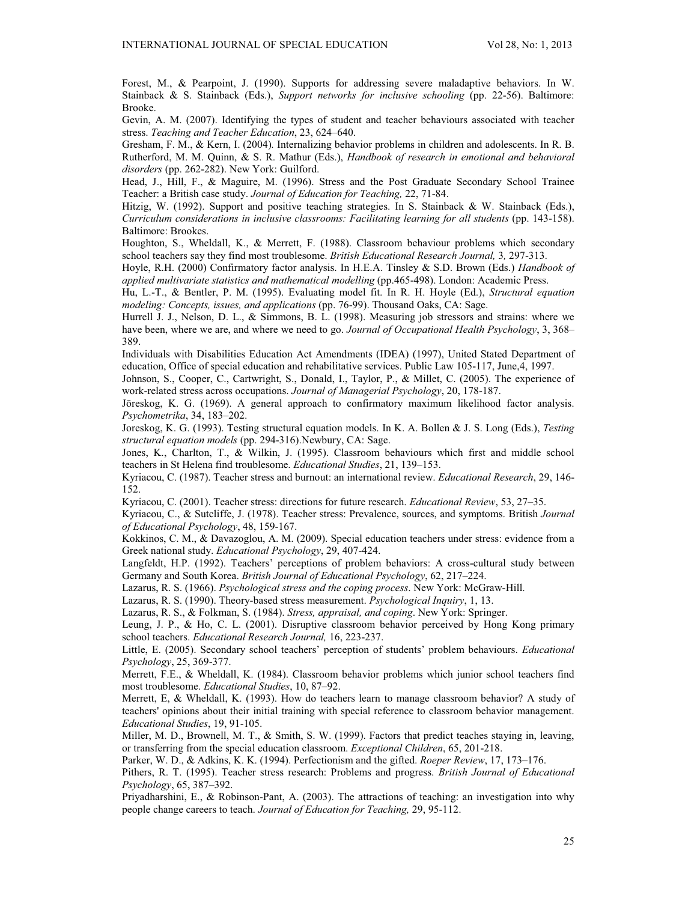Forest, M., & Pearpoint, J. (1990). Supports for addressing severe maladaptive behaviors. In W. Stainback & S. Stainback (Eds.), *Support networks for inclusive schooling* (pp. 22-56). Baltimore: Brooke.

Gevin, A. M. (2007). Identifying the types of student and teacher behaviours associated with teacher stress. *Teaching and Teacher Education*, 23, 624–640.

Gresham, F. M., & Kern, I. (2004)*.* Internalizing behavior problems in children and adolescents. In R. B. Rutherford, M. M. Quinn, & S. R. Mathur (Eds.), *Handbook of research in emotional and behavioral disorders* (pp. 262-282). New York: Guilford.

Head, J., Hill, F., & Maguire, M. (1996). Stress and the Post Graduate Secondary School Trainee Teacher: a British case study. *Journal of Education for Teaching,* 22, 71-84.

Hitzig, W. (1992). Support and positive teaching strategies. In S. Stainback & W. Stainback (Eds.), *Curriculum considerations in inclusive classrooms: Facilitating learning for all students* (pp. 143-158). Baltimore: Brookes.

Houghton, S., Wheldall, K., & Merrett, F. (1988). Classroom behaviour problems which secondary school teachers say they find most troublesome. *British Educational Research Journal,* 3*,* 297-313.

Hoyle, R.H. (2000) Confirmatory factor analysis. In H.E.A. Tinsley & S.D. Brown (Eds.) *Handbook of applied multivariate statistics and mathematical modelling* (pp.465-498). London: Academic Press.

Hu, L.-T., & Bentler, P. M. (1995). Evaluating model fit. In R. H. Hoyle (Ed.), *Structural equation modeling: Concepts, issues, and applications* (pp. 76-99). Thousand Oaks, CA: Sage.

Hurrell J. J., Nelson, D. L., & Simmons, B. L. (1998). Measuring job stressors and strains: where we have been, where we are, and where we need to go. *Journal of Occupational Health Psychology*, 3, 368–389.

Individuals with Disabilities Education Act Amendments (IDEA) (1997), United Stated Department of education, Office of special education and rehabilitative services. Public Law 105-117, June,4, 1997.

Johnson, S., Cooper, C., Cartwright, S., Donald, I., Taylor, P., & Millet, C. (2005). The experience of work-related stress across occupations. *Journal of Managerial Psychology*, 20, 178-187.

Jöreskog, K. G. (1969). A general approach to confirmatory maximum likelihood factor analysis. *Psychometrika*, 34, 183–202.

Joreskog, K. G. (1993). Testing structural equation models. In K. A. Bollen & J. S. Long (Eds.), *Testing structural equation models* (pp. 294-316).Newbury, CA: Sage.

Jones, K., Charlton, T., & Wilkin, J. (1995). Classroom behaviours which first and middle school teachers in St Helena find troublesome. *Educational Studies*, 21, 139–153.

Kyriacou, C. (1987). Teacher stress and burnout: an international review. *Educational Research*, 29, 146-152.

Kyriacou, C. (2001). Teacher stress: directions for future research. *Educational Review*, 53, 27–35.

Kyriacou, C., & Sutcliffe, J. (1978). Teacher stress: Prevalence, sources, and symptoms. British *Journal of Educational Psychology*, 48, 159-167.

Kokkinos, C. M., & Davazoglou, A. M. (2009). Special education teachers under stress: evidence from a Greek national study. *Educational Psychology*, 29, 407-424.

Langfeldt, H.P. (1992). Teachers' perceptions of problem behaviors: A cross-cultural study between Germany and South Korea. *British Journal of Educational Psychology*, 62, 217–224.

Lazarus, R. S. (1966). *Psychological stress and the coping process*. New York: McGraw-Hill.

Lazarus, R. S. (1990). Theory-based stress measurement. *Psychological Inquiry*, 1, 13.

Lazarus, R. S., & Folkman, S. (1984). *Stress, appraisal, and coping*. New York: Springer.

Leung, J. P., & Ho, C. L. (2001). Disruptive classroom behavior perceived by Hong Kong primary school teachers. *Educational Research Journal,* 16, 223-237.

Little, E. (2005). Secondary school teachers' perception of students' problem behaviours. *Educational Psychology*, 25, 369-377.

Merrett, F.E., & Wheldall, K. (1984). Classroom behavior problems which junior school teachers find most troublesome. *Educational Studies*, 10, 87–92.

Merrett, E, & Wheldall, K. (1993). How do teachers learn to manage classroom behavior? A study of teachers' opinions about their initial training with special reference to classroom behavior management. *Educational Studies*, 19, 91-105.

Miller, M. D., Brownell, M. T., & Smith, S. W. (1999). Factors that predict teaches staying in, leaving, or transferring from the special education classroom. *Exceptional Children*, 65, 201-218.

Parker, W. D., & Adkins, K. K. (1994). Perfectionism and the gifted. *Roeper Review*, 17, 173–176.

Pithers, R. T. (1995). Teacher stress research: Problems and progress. *British Journal of Educational Psychology*, 65, 387–392.

Priyadharshini, E., & Robinson-Pant, A. (2003). The attractions of teaching: an investigation into why people change careers to teach. *Journal of Education for Teaching,* 29, 95-112.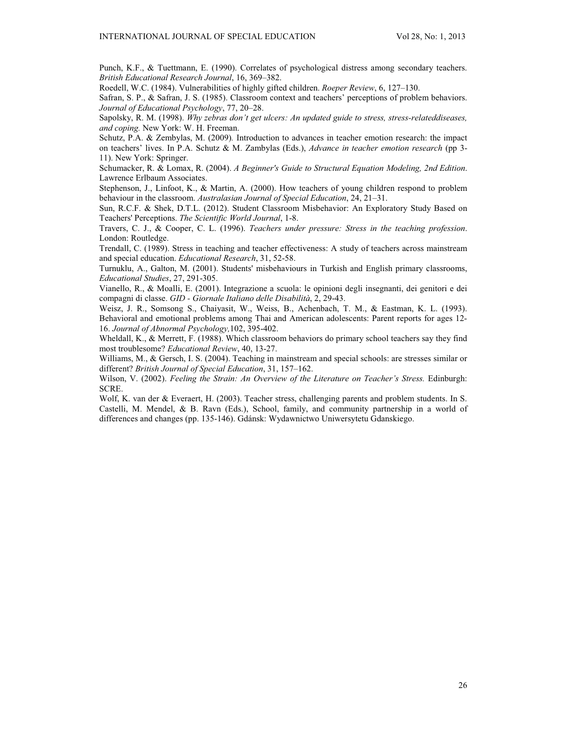Punch, K.F., & Tuettmann, E. (1990). Correlates of psychological distress among secondary teachers. *British Educational Research Journal*, 16, 369–382.

Roedell, W.C. (1984). Vulnerabilities of highly gifted children. *Roeper Review*, 6, 127–130.

Safran, S. P., & Safran, J. S. (1985). Classroom context and teachers' perceptions of problem behaviors. *Journal of Educational Psychology*, 77, 20–28.

Sapolsky, R. M. (1998). *Why zebras don't get ulcers: An updated guide to stress, stress-relateddiseases, and coping.* New York: W. H. Freeman.

Schutz, P.A. & Zembylas, M. (2009). Introduction to advances in teacher emotion research: the impact on teachers' lives. In P.A. Schutz & M. Zambylas (Eds.), *Advance in teacher emotion research* (pp 3-11). New York: Springer.

Schumacker, R. & Lomax, R. (2004). *A Beginner's Guide to Structural Equation Modeling, 2nd Edition*. Lawrence Erlbaum Associates.

Stephenson, J., Linfoot, K., & Martin, A. (2000). How teachers of young children respond to problem behaviour in the classroom. *Australasian Journal of Special Education*, 24, 21–31.

Sun, R.C.F. & Shek, D.T.L. (2012). Student Classroom Misbehavior: An Exploratory Study Based on Teachers' Perceptions. *The Scientific World Journal*, 1-8.

Travers, C. J., & Cooper, C. L. (1996). *Teachers under pressure: Stress in the teaching profession*. London: Routledge.

Trendall, C. (1989). Stress in teaching and teacher effectiveness: A study of teachers across mainstream and special education. *Educational Research*, 31, 52-58.

Turnuklu, A., Galton, M. (2001). Students' misbehaviours in Turkish and English primary classrooms, *Educational Studies*, 27, 291-305.

Vianello, R., & Moalli, E. (2001). Integrazione a scuola: le opinioni degli insegnanti, dei genitori e dei compagni di classe. *GID - Giornale Italiano delle Disabilità*, 2, 29-43.

Weisz, J. R., Somsong S., Chaiyasit, W., Weiss, B., Achenbach, T. M., & Eastman, K. L. (1993). Behavioral and emotional problems among Thai and American adolescents: Parent reports for ages 12-16. *Journal of Abnormal Psychology,*102, 395-402.

Wheldall, K., & Merrett, F. (1988). Which classroom behaviors do primary school teachers say they find most troublesome? *Educational Review*, 40, 13-27.

Williams, M., & Gersch, I. S. (2004). Teaching in mainstream and special schools: are stresses similar or different? *British Journal of Special Education*, 31, 157–162.

Wilson, V. (2002). *Feeling the Strain: An Overview of the Literature on Teacher's Stress.* Edinburgh: SCRE.

Wolf, K. van der & Everaert, H. (2003). Teacher stress, challenging parents and problem students. In S. Castelli, M. Mendel, & B. Ravn (Eds.), School, family, and community partnership in a world of differences and changes (pp. 135-146). Gdánsk: Wydawnictwo Uniwersytetu Gdanskiego.